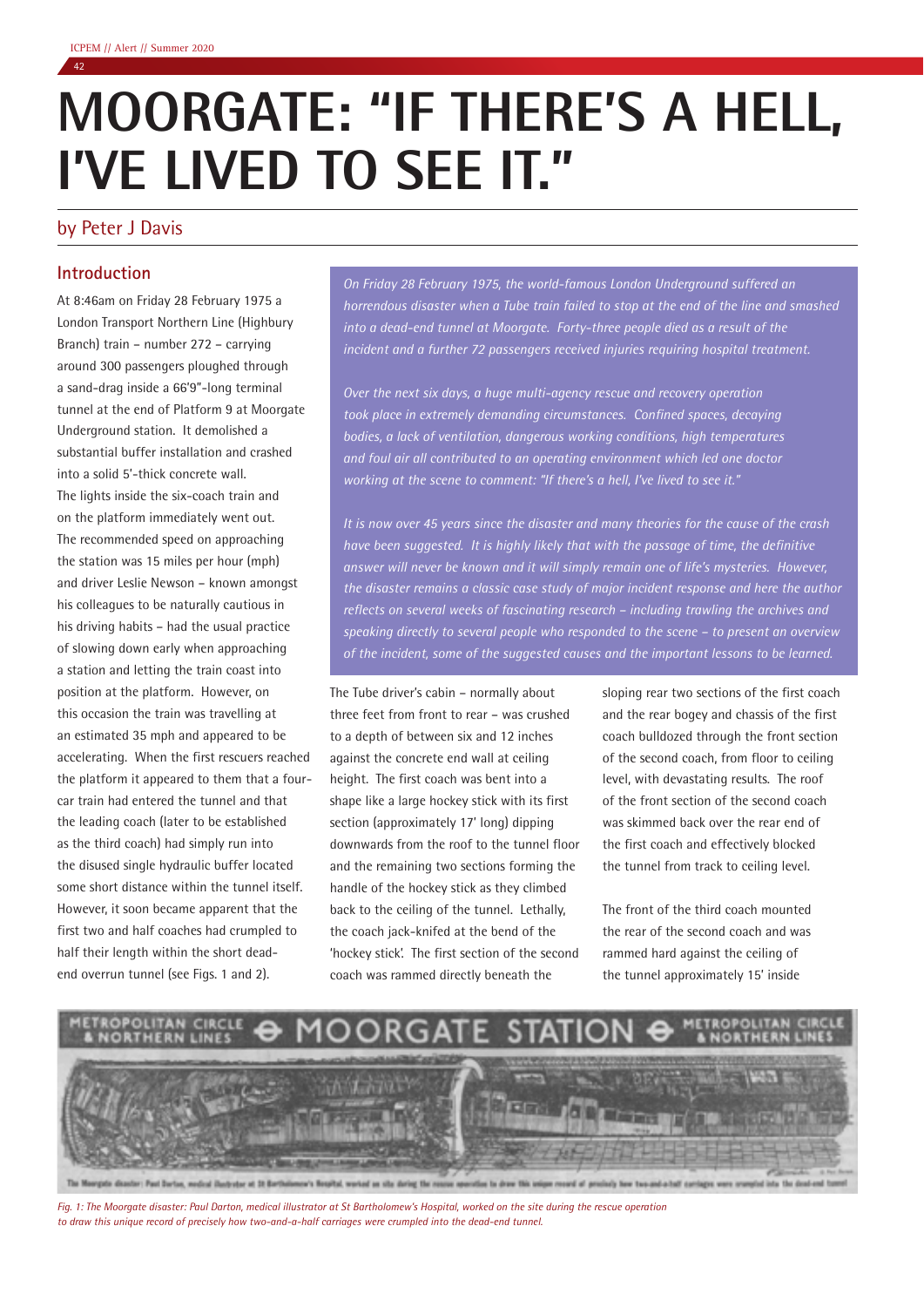# MOORGATE: "IF THERE'S A HELL, I'VE LIVED TO SEE IT."

by Peter J Davis

*On Friday 28 February 1975, the world-famous London Underground suffered an horrendous disaster when a Tube train failed to stop at the end of the line and smashed into a dead-end tunnel at Moorgate. Forty-three people died as a result of the incident and a further 72 passengers received injuries requiring hospital treatment.*

*Over the next six days, a huge multi-agency rescue and recovery operation took place in extremely demanding circumstances. Confined spaces, decaying bodies, a lack of ventilation, dangerous working conditions, high temperatures and foul air all contributed to an operating environment which led one doctor working at the scene to comment: "If there's a hell, I've lived to see it."*

*It is now over 45 years since the disaster and many theories for the cause of the crash have been suggested. It is highly likely that with the passage of time, the definitive answer will never be known and it will simply remain one of life's mysteries. However, the disaster remains a classic case study of major incident response and here the author reflects on several weeks of fascinating research – including trawling the archives and speaking directly to several people who responded to the scene – to present an overview of the incident, some of the suggested causes and the important lessons to be learned.*

## Introduction

At 8:46am on Friday 28 February 1975 a London Transport Northern Line (Highbury Branch) train – number 272 – carrying around 300 passengers ploughed through a sand-drag inside a 66'9"-long terminal tunnel at the end of Platform 9 at Moorgate Underground station. It demolished a substantial buffer installation and crashed into a solid 5'-thick concrete wall. The lights inside the six-coach train and on the platform immediately went out. The recommended speed on approaching the station was 15 miles per hour (mph) and driver Leslie Newson – known amongst his colleagues to be naturally cautious in his driving habits – had the usual practice of slowing down early when approaching a station and letting the train coast into position at the platform. However, on this occasion the train was travelling at an estimated 35 mph and appeared to be accelerating. When the first rescuers reached the platform it appeared to them that a four-car train had entered the tunnel and that the leading coach (later to be established as the third coach) had simply run into the disused single hydraulic buffer located some short distance within the tunnel itself. However, it soon became apparent that the first two and half coaches had crumpled to half their length within the short dead-end overrun tunnel (see Figs. 1 and 2).

The Tube driver's cabin – normally about three feet from front to rear – was crushed to a depth of between six and 12 inches against the concrete end wall at ceiling height. The first coach was bent into a shape like a large hockey stick with its first section (approximately 17' long) dipping downwards from the roof to the tunnel floor and the remaining two sections forming the handle of the hockey stick as they climbed back to the ceiling of the tunnel. Lethally, the coach jack-knifed at the bend of the 'hockey stick'. The first section of the second coach was rammed directly beneath the sloping rear two sections of the first coach and the rear bogey and chassis of the first coach bulldozed through the front section of the second coach, from floor to ceiling level, with devastating results. The roof of the front section of the second coach was skimmed back over the rear end of the first coach and effectively blocked the tunnel from track to ceiling level.

The front of the third coach mounted the rear of the second coach and was rammed hard against the ceiling of the tunnel approximately 15' inside

*Fig. 1: The Moorgate disaster: Paul Darton, medical illustrator at St Bartholomew's Hospital, worked on the site during the rescue operation to draw this unique record of precisely how two-and-a-half carriages were crumpled into the dead-end tunnel.*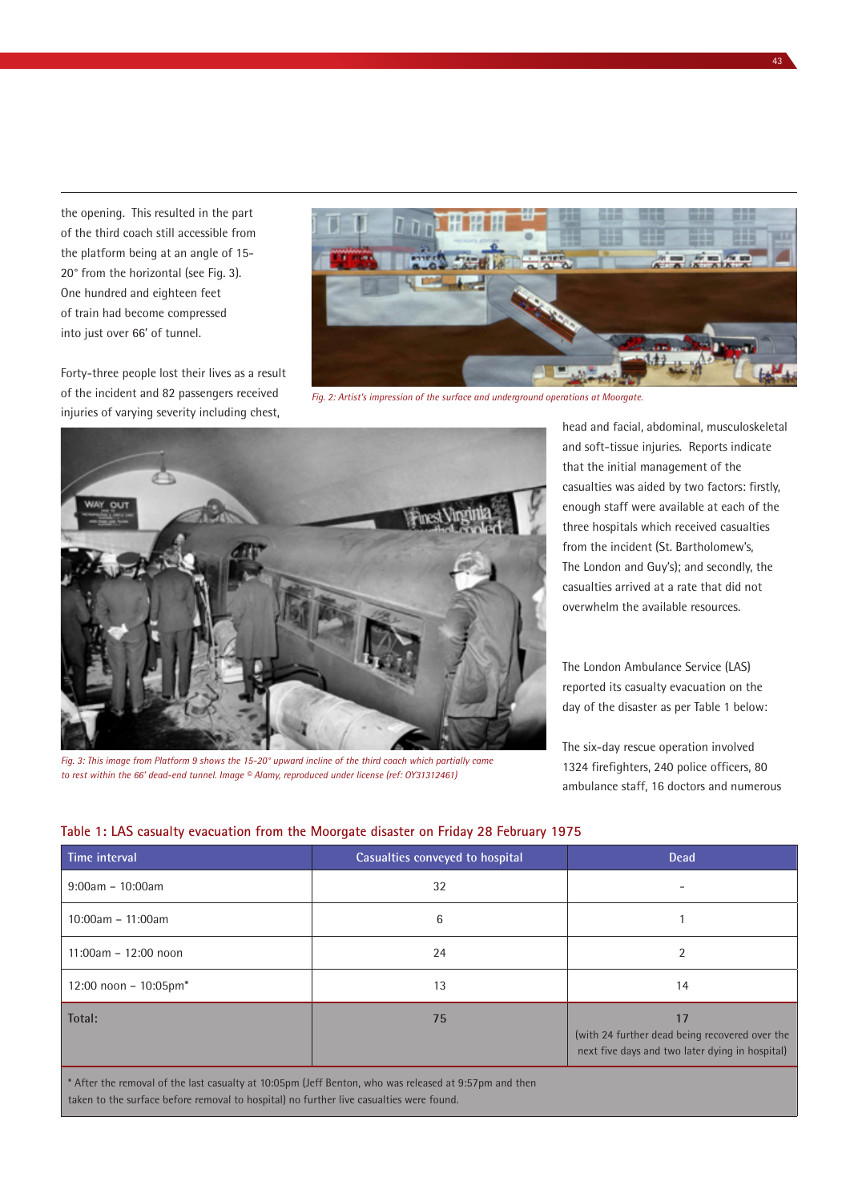the opening. This resulted in the part of the third coach still accessible from the platform being at an angle of 15-20° from the horizontal (see Fig. 3). One hundred and eighteen feet of train had become compressed into just over 66' of tunnel.

*Fig. 2: Artist's impression of the surface and underground operations at Moorgate.*

Forty-three people lost their lives as a result of the incident and 82 passengers received injuries of varying severity including chest, head and facial, abdominal, musculoskeletal and soft-tissue injuries. Reports indicate that the initial management of the casualties was aided by two factors: firstly, enough staff were available at each of the three hospitals which received casualties from the incident (St. Bartholomew's, The London and Guy's); and secondly, the casualties arrived at a rate that did not overwhelm the available resources.

*Fig. 3: This image from Platform 9 shows the 15-20° upward incline of the third coach which partially came to rest within the 66' dead-end tunnel. Image © Alamy, reproduced under license (ref: OY31312461)*

The London Ambulance Service (LAS) reported its casualty evacuation on the day of the disaster as per Table 1 below:

The six-day rescue operation involved 1324 firefighters, 240 police officers, 80 ambulance staff, 16 doctors and numerous

**Table 1: LAS casualty evacuation from the Moorgate disaster on Friday 28 February 1975**

| Time interval | Casualties conveyed to hospital | Dead |
|---|---|---|
| 9:00am – 10:00am | 32 | - |
| 10:00am – 11:00am | 6 | 1 |
| 11:00am – 12:00 noon | 24 | 2 |
| 12:00 noon – 10:05pm* | 13 | 14 |
| **Total:** | **75** | **17** (with 24 further dead being recovered over the next five days and two later dying in hospital) |

\* After the removal of the last casualty at 10:05pm (Jeff Benton, who was released at 9:57pm and then taken to the surface before removal to hospital) no further live casualties were found.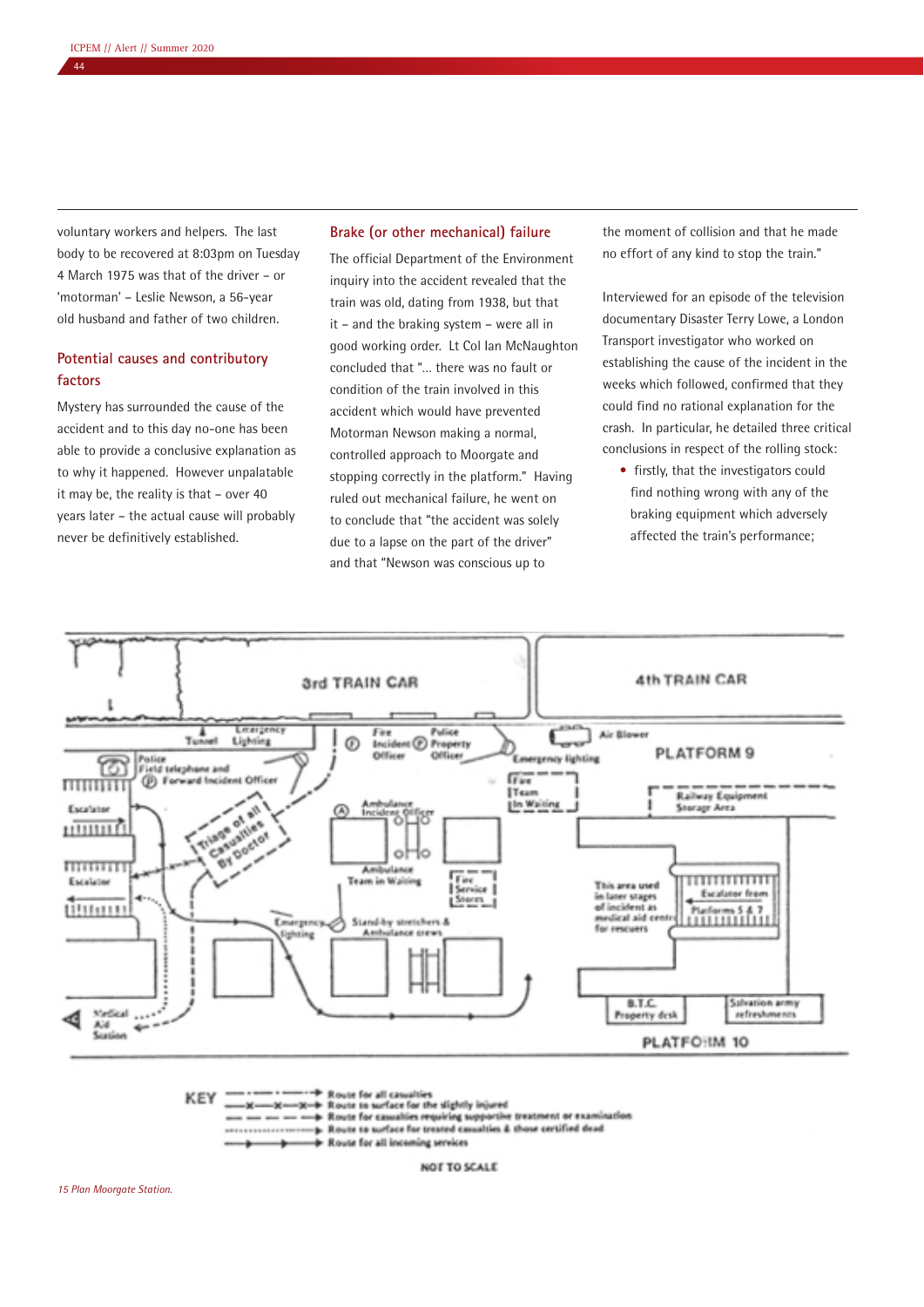voluntary workers and helpers. The last body to be recovered at 8:03pm on Tuesday 4 March 1975 was that of the driver – or 'motorman' – Leslie Newson, a 56-year old husband and father of two children.

## Potential causes and contributory factors

Mystery has surrounded the cause of the accident and to this day no-one has been able to provide a conclusive explanation as to why it happened. However unpalatable it may be, the reality is that – over 40 years later – the actual cause will probably never be definitively established.

## Brake (or other mechanical) failure

The official Department of the Environment inquiry into the accident revealed that the train was old, dating from 1938, but that it – and the braking system – were all in good working order. Lt Col Ian McNaughton concluded that "... there was no fault or condition of the train involved in this accident which would have prevented Motorman Newson making a normal, controlled approach to Moorgate and stopping correctly in the platform." Having ruled out mechanical failure, he went on to conclude that "the accident was solely due to a lapse on the part of the driver" and that "Newson was conscious up to the moment of collision and that he made no effort of any kind to stop the train."

Interviewed for an episode of the television documentary Disaster Terry Lowe, a London Transport investigator who worked on establishing the cause of the incident in the weeks which followed, confirmed that they could find no rational explanation for the crash. In particular, he detailed three critical conclusions in respect of the rolling stock:

- firstly, that the investigators could find nothing wrong with any of the braking equipment which adversely affected the train's performance;

*15 Plan Moorgate Station.*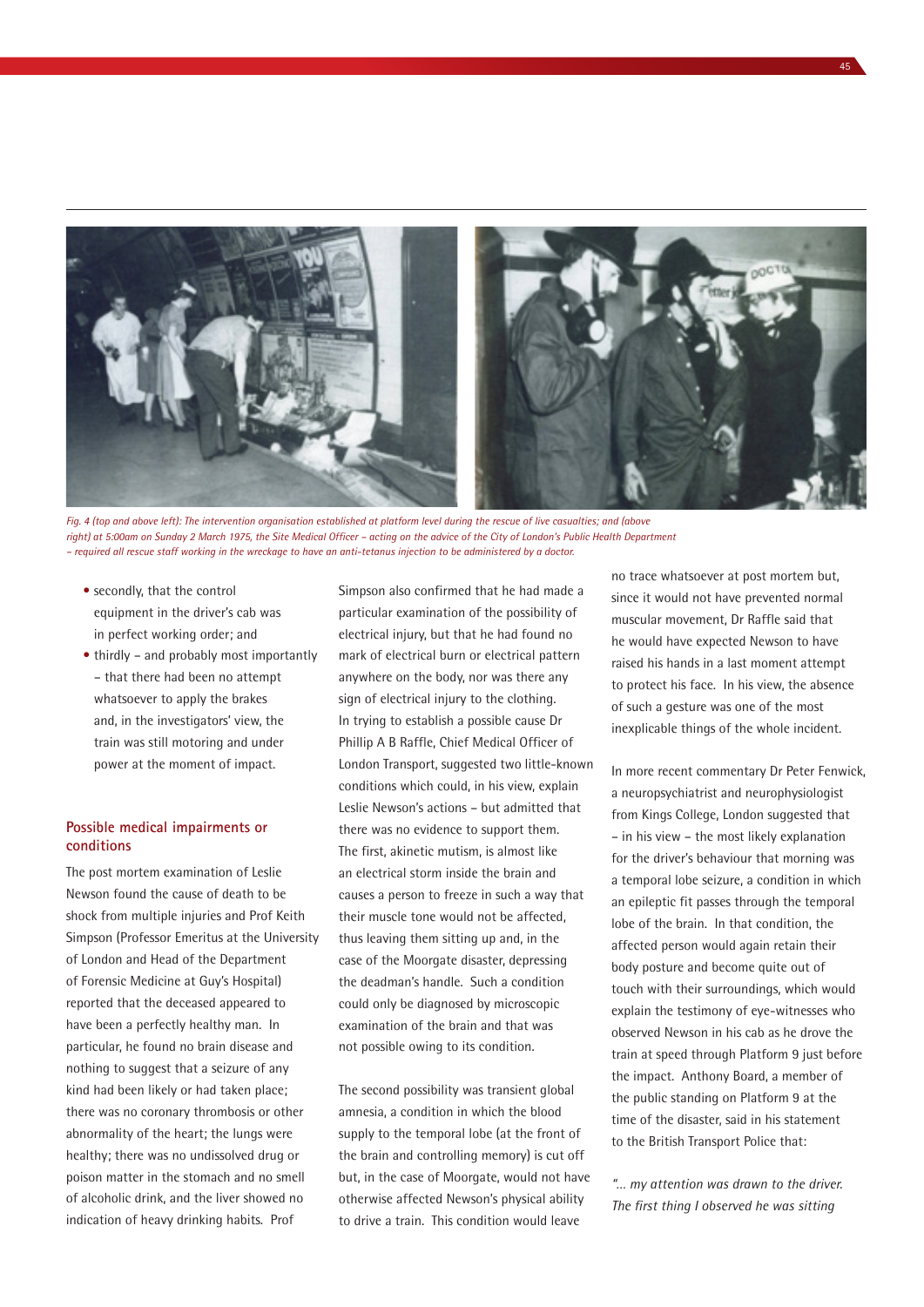*Fig. 4 (top and above left): The intervention organisation established at platform level during the rescue of live casualties; and (above right) at 5:00am on Sunday 2 March 1975, the Site Medical Officer – acting on the advice of the City of London's Public Health Department – required all rescue staff working in the wreckage to have an anti-tetanus injection to be administered by a doctor.*

- secondly, that the control equipment in the driver's cab was in perfect working order; and
- thirdly – and probably most importantly – that there had been no attempt whatsoever to apply the brakes and, in the investigators' view, the train was still motoring and under power at the moment of impact.

## Possible medical impairments or conditions

The post mortem examination of Leslie Newson found the cause of death to be shock from multiple injuries and Prof Keith Simpson (Professor Emeritus at the University of London and Head of the Department of Forensic Medicine at Guy's Hospital) reported that the deceased appeared to have been a perfectly healthy man. In particular, he found no brain disease and nothing to suggest that a seizure of any kind had been likely or had taken place; there was no coronary thrombosis or other abnormality of the heart; the lungs were healthy; there was no undissolved drug or poison matter in the stomach and no smell of alcoholic drink, and the liver showed no indication of heavy drinking habits. Prof Simpson also confirmed that he had made a particular examination of the possibility of electrical injury, but that he had found no mark of electrical burn or electrical pattern anywhere on the body, nor was there any sign of electrical injury to the clothing. In trying to establish a possible cause Dr Phillip A B Raffle, Chief Medical Officer of London Transport, suggested two little-known conditions which could, in his view, explain Leslie Newson's actions – but admitted that there was no evidence to support them. The first, akinetic mutism, is almost like an electrical storm inside the brain and causes a person to freeze in such a way that their muscle tone would not be affected, thus leaving them sitting up and, in the case of the Moorgate disaster, depressing the deadman's handle. Such a condition could only be diagnosed by microscopic examination of the brain and that was not possible owing to its condition.

The second possibility was transient global amnesia, a condition in which the blood supply to the temporal lobe (at the front of the brain and controlling memory) is cut off but, in the case of Moorgate, would not have otherwise affected Newson's physical ability to drive a train. This condition would leave no trace whatsoever at post mortem but, since it would not have prevented normal muscular movement, Dr Raffle said that he would have expected Newson to have raised his hands in a last moment attempt to protect his face. In his view, the absence of such a gesture was one of the most inexplicable things of the whole incident.

In more recent commentary Dr Peter Fenwick, a neuropsychiatrist and neurophysiologist from Kings College, London suggested that – in his view – the most likely explanation for the driver's behaviour that morning was a temporal lobe seizure, a condition in which an epileptic fit passes through the temporal lobe of the brain. In that condition, the affected person would again retain their body posture and become quite out of touch with their surroundings, which would explain the testimony of eye-witnesses who observed Newson in his cab as he drove the train at speed through Platform 9 just before the impact. Anthony Board, a member of the public standing on Platform 9 at the time of the disaster, said in his statement to the British Transport Police that:

*"... my attention was drawn to the driver. The first thing I observed he was sitting*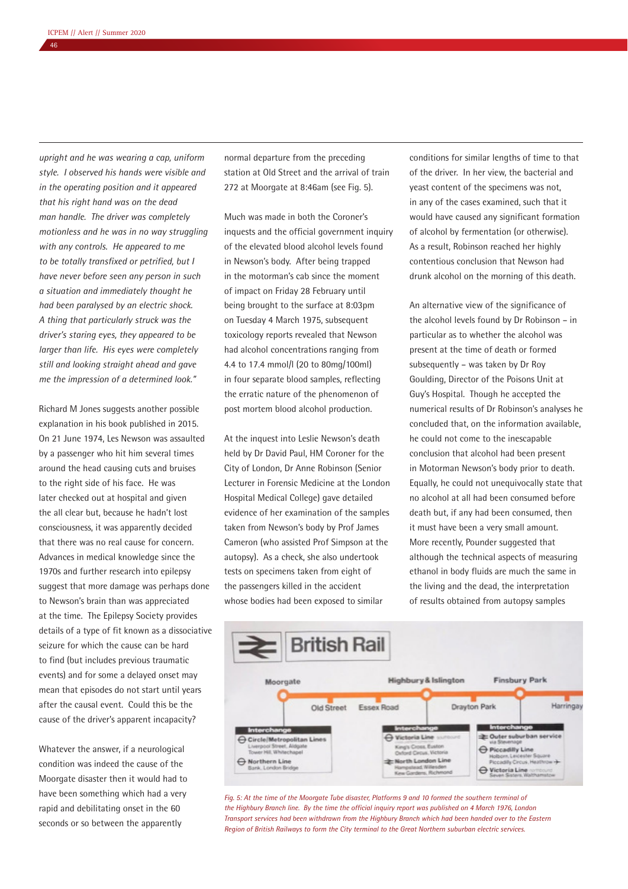*upright and he was wearing a cap, uniform style. I observed his hands were visible and in the operating position and it appeared that his right hand was on the dead man handle. The driver was completely motionless and he was in no way struggling with any controls. He appeared to me to be totally transfixed or petrified, but I have never before seen any person in such a situation and immediately thought he had been paralysed by an electric shock. A thing that particularly struck was the driver's staring eyes, they appeared to be larger than life. His eyes were completely still and looking straight ahead and gave me the impression of a determined look."*

Richard M Jones suggests another possible explanation in his book published in 2015. On 21 June 1974, Les Newson was assaulted by a passenger who hit him several times around the head causing cuts and bruises to the right side of his face. He was later checked out at hospital and given the all clear but, because he hadn't lost consciousness, it was apparently decided that there was no real cause for concern. Advances in medical knowledge since the 1970s and further research into epilepsy suggest that more damage was perhaps done to Newson's brain than was appreciated at the time. The Epilepsy Society provides details of a type of fit known as a dissociative seizure for which the cause can be hard to find (but includes previous traumatic events) and for some a delayed onset may mean that episodes do not start until years after the causal event. Could this be the cause of the driver's apparent incapacity?

Whatever the answer, if a neurological condition was indeed the cause of the Moorgate disaster then it would had to have been something which had a very rapid and debilitating onset in the 60 seconds or so between the apparently normal departure from the preceding station at Old Street and the arrival of train 272 at Moorgate at 8:46am (see Fig. 5).

Much was made in both the Coroner's inquests and the official government inquiry of the elevated blood alcohol levels found in Newson's body. After being trapped in the motorman's cab since the moment of impact on Friday 28 February until being brought to the surface at 8:03pm on Tuesday 4 March 1975, subsequent toxicology reports revealed that Newson had alcohol concentrations ranging from 4.4 to 17.4 mmol/l (20 to 80mg/100ml) in four separate blood samples, reflecting the erratic nature of the phenomenon of post mortem blood alcohol production.

At the inquest into Leslie Newson's death held by Dr David Paul, HM Coroner for the City of London, Dr Anne Robinson (Senior Lecturer in Forensic Medicine at the London Hospital Medical College) gave detailed evidence of her examination of the samples taken from Newson's body by Prof James Cameron (who assisted Prof Simpson at the autopsy). As a check, she also undertook tests on specimens taken from eight of the passengers killed in the accident whose bodies had been exposed to similar conditions for similar lengths of time to that of the driver. In her view, the bacterial and yeast content of the specimens was not, in any of the cases examined, such that it would have caused any significant formation of alcohol by fermentation (or otherwise). As a result, Robinson reached her highly contentious conclusion that Newson had drunk alcohol on the morning of this death.

An alternative view of the significance of the alcohol levels found by Dr Robinson – in particular as to whether the alcohol was present at the time of death or formed subsequently – was taken by Dr Roy Goulding, Director of the Poisons Unit at Guy's Hospital. Though he accepted the numerical results of Dr Robinson's analyses he concluded that, on the information available, he could not come to the inescapable conclusion that alcohol had been present in Motorman Newson's body prior to death. Equally, he could not unequivocally state that no alcohol at all had been consumed before death but, if any had been consumed, then it must have been a very small amount. More recently, Pounder suggested that although the technical aspects of measuring ethanol in body fluids are much the same in the living and the dead, the interpretation of results obtained from autopsy samples

Fig. 5: At the time of the Moorgate Tube disaster, Platforms 9 and 10 formed the southern terminal of the Highbury Branch line. By the time the official inquiry report was published on 4 March 1976, London Transport services had been withdrawn from the Highbury Branch which had been handed over to the Eastern Region of British Railways to form the City terminal to the Great Northern suburban electric services.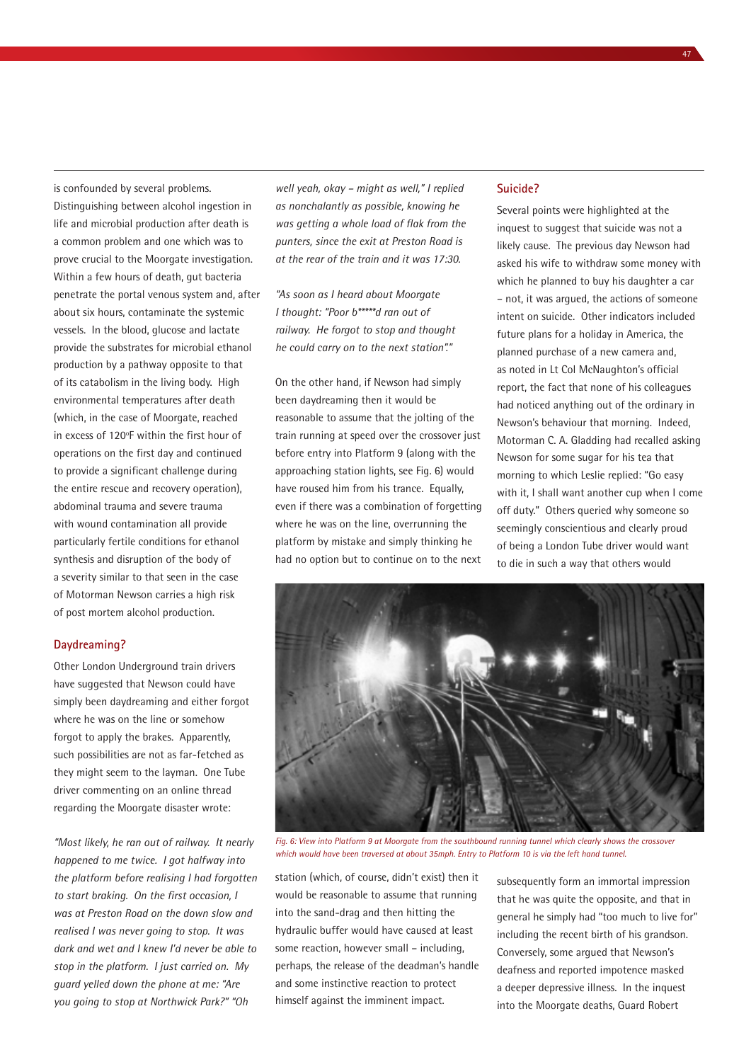is confounded by several problems. Distinguishing between alcohol ingestion in life and microbial production after death is a common problem and one which was to prove crucial to the Moorgate investigation. Within a few hours of death, gut bacteria penetrate the portal venous system and, after about six hours, contaminate the systemic vessels. In the blood, glucose and lactate provide the substrates for microbial ethanol production by a pathway opposite to that of its catabolism in the living body. High environmental temperatures after death (which, in the case of Moorgate, reached in excess of 120°F within the first hour of operations on the first day and continued to provide a significant challenge during the entire rescue and recovery operation), abdominal trauma and severe trauma with wound contamination all provide particularly fertile conditions for ethanol synthesis and disruption of the body of a severity similar to that seen in the case of Motorman Newson carries a high risk of post mortem alcohol production.

## Daydreaming?

Other London Underground train drivers have suggested that Newson could have simply been daydreaming and either forgot where he was on the line or somehow forgot to apply the brakes. Apparently, such possibilities are not as far-fetched as they might seem to the layman. One Tube driver commenting on an online thread regarding the Moorgate disaster wrote:

*"Most likely, he ran out of railway. It nearly happened to me twice. I got halfway into the platform before realising I had forgotten to start braking. On the first occasion, I was at Preston Road on the down slow and realised I was never going to stop. It was dark and wet and I knew I'd never be able to stop in the platform. I just carried on. My guard yelled down the phone at me: "Are you going to stop at Northwick Park?" "Oh well yeah, okay – might as well," I replied as nonchalantly as possible, knowing he was getting a whole load of flak from the punters, since the exit at Preston Road is at the rear of the train and it was 17:30.*

*"As soon as I heard about Moorgate I thought: "Poor b\*\*\*\*\*d ran out of railway. He forgot to stop and thought he could carry on to the next station"."*

On the other hand, if Newson had simply been daydreaming then it would be reasonable to assume that the jolting of the train running at speed over the crossover just before entry into Platform 9 (along with the approaching station lights, see Fig. 6) would have roused him from his trance. Equally, even if there was a combination of forgetting where he was on the line, overrunning the platform by mistake and simply thinking he had no option but to continue on to the next station (which, of course, didn't exist) then it would be reasonable to assume that running into the sand-drag and then hitting the hydraulic buffer would have caused at least some reaction, however small – including, perhaps, the release of the deadman's handle and some instinctive reaction to protect himself against the imminent impact.

*Fig. 6: View into Platform 9 at Moorgate from the southbound running tunnel which clearly shows the crossover which would have been traversed at about 35mph. Entry to Platform 10 is via the left hand tunnel.*

## Suicide?

Several points were highlighted at the inquest to suggest that suicide was not a likely cause. The previous day Newson had asked his wife to withdraw some money with which he planned to buy his daughter a car – not, it was argued, the actions of someone intent on suicide. Other indicators included future plans for a holiday in America, the planned purchase of a new camera and, as noted in Lt Col McNaughton's official report, the fact that none of his colleagues had noticed anything out of the ordinary in Newson's behaviour that morning. Indeed, Motorman C. A. Gladding had recalled asking Newson for some sugar for his tea that morning to which Leslie replied: "Go easy with it, I shall want another cup when I come off duty." Others queried why someone so seemingly conscientious and clearly proud of being a London Tube driver would want to die in such a way that others would subsequently form an immortal impression that he was quite the opposite, and that in general he simply had "too much to live for" including the recent birth of his grandson. Conversely, some argued that Newson's deafness and reported impotence masked a deeper depressive illness. In the inquest into the Moorgate deaths, Guard Robert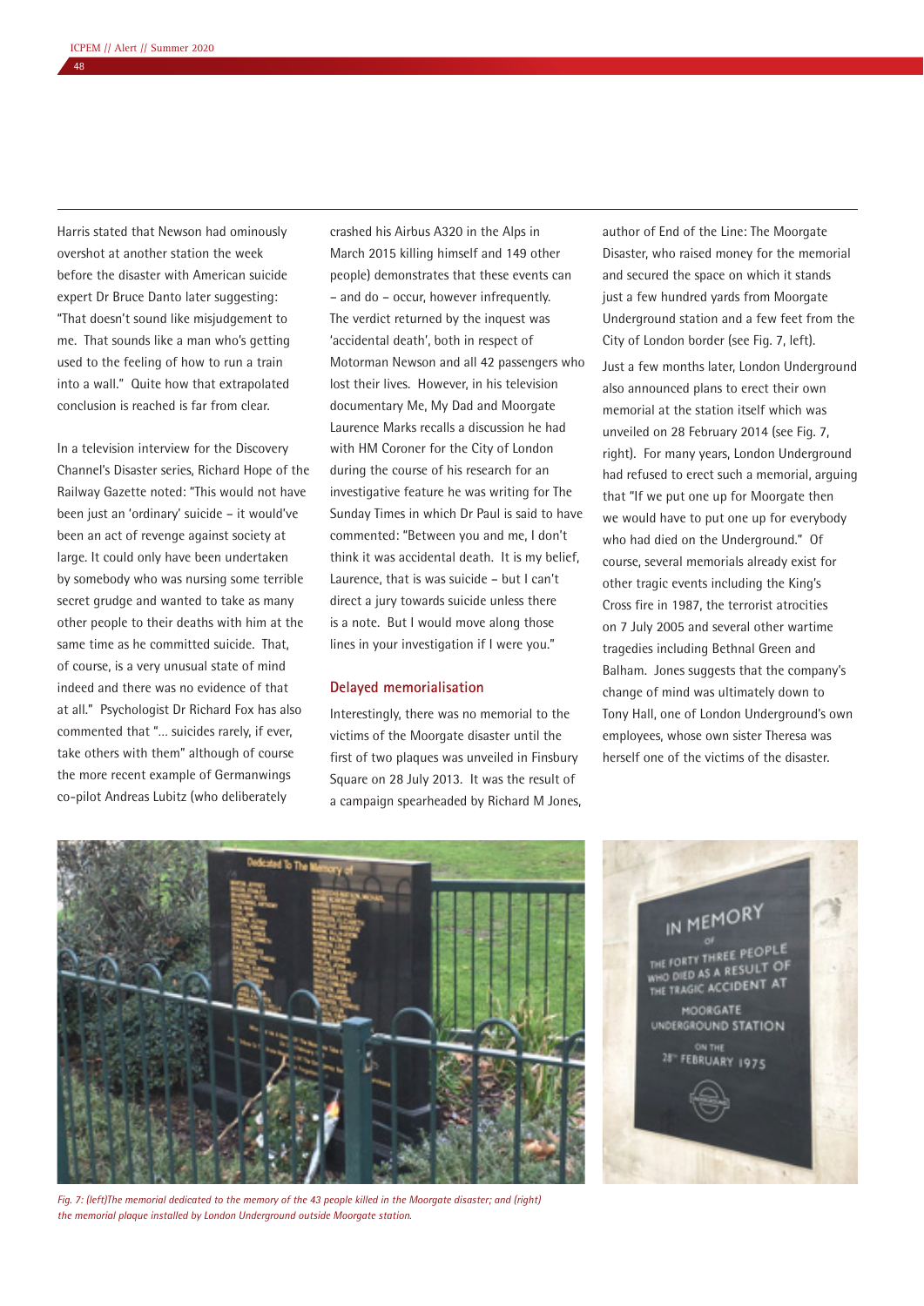Harris stated that Newson had ominously overshot at another station the week before the disaster with American suicide expert Dr Bruce Danto later suggesting: "That doesn't sound like misjudgement to me. That sounds like a man who's getting used to the feeling of how to run a train into a wall." Quite how that extrapolated conclusion is reached is far from clear.

In a television interview for the Discovery Channel's Disaster series, Richard Hope of the Railway Gazette noted: "This would not have been just an 'ordinary' suicide – it would've been an act of revenge against society at large. It could only have been undertaken by somebody who was nursing some terrible secret grudge and wanted to take as many other people to their deaths with him at the same time as he committed suicide. That, of course, is a very unusual state of mind indeed and there was no evidence of that at all." Psychologist Dr Richard Fox has also commented that "… suicides rarely, if ever, take others with them" although of course the more recent example of Germanwings co-pilot Andreas Lubitz (who deliberately crashed his Airbus A320 in the Alps in March 2015 killing himself and 149 other people) demonstrates that these events can – and do – occur, however infrequently. The verdict returned by the inquest was 'accidental death', both in respect of Motorman Newson and all 42 passengers who lost their lives. However, in his television documentary Me, My Dad and Moorgate Laurence Marks recalls a discussion he had with HM Coroner for the City of London during the course of his research for an investigative feature he was writing for The Sunday Times in which Dr Paul is said to have commented: "Between you and me, I don't think it was accidental death. It is my belief, Laurence, that is was suicide – but I can't direct a jury towards suicide unless there is a note. But I would move along those lines in your investigation if I were you."

## Delayed memorialisation

Interestingly, there was no memorial to the victims of the Moorgate disaster until the first of two plaques was unveiled in Finsbury Square on 28 July 2013. It was the result of a campaign spearheaded by Richard M Jones, author of End of the Line: The Moorgate Disaster, who raised money for the memorial and secured the space on which it stands just a few hundred yards from Moorgate Underground station and a few feet from the City of London border (see Fig. 7, left).

Just a few months later, London Underground also announced plans to erect their own memorial at the station itself which was unveiled on 28 February 2014 (see Fig. 7, right). For many years, London Underground had refused to erect such a memorial, arguing that "If we put one up for Moorgate then we would have to put one up for everybody who had died on the Underground." Of course, several memorials already exist for other tragic events including the King's Cross fire in 1987, the terrorist atrocities on 7 July 2005 and several other wartime tragedies including Bethnal Green and Balham. Jones suggests that the company's change of mind was ultimately down to Tony Hall, one of London Underground's own employees, whose own sister Theresa was herself one of the victims of the disaster.

*Fig. 7: (left)The memorial dedicated to the memory of the 43 people killed in the Moorgate disaster; and (right) the memorial plaque installed by London Underground outside Moorgate station.*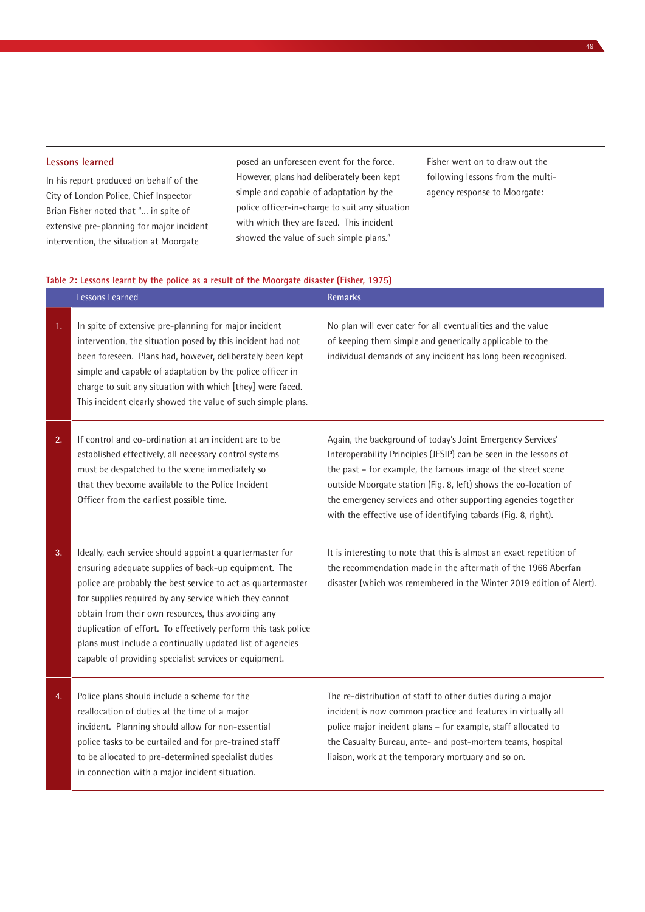## Lessons learned

In his report produced on behalf of the City of London Police, Chief Inspector Brian Fisher noted that "... in spite of extensive pre-planning for major incident intervention, the situation at Moorgate posed an unforeseen event for the force. However, plans had deliberately been kept simple and capable of adaptation by the police officer-in-charge to suit any situation with which they are faced. This incident showed the value of such simple plans."

Fisher went on to draw out the following lessons from the multi-agency response to Moorgate:

**Table 2: Lessons learnt by the police as a result of the Moorgate disaster (Fisher, 1975)**

| | Lessons Learned | Remarks |
|---|---|---|
| 1. | In spite of extensive pre-planning for major incident intervention, the situation posed by this incident had not been foreseen. Plans had, however, deliberately been kept simple and capable of adaptation by the police officer in charge to suit any situation with which [they] were faced. This incident clearly showed the value of such simple plans. | No plan will ever cater for all eventualities and the value of keeping them simple and generically applicable to the individual demands of any incident has long been recognised. |
| 2. | If control and co-ordination at an incident are to be established effectively, all necessary control systems must be despatched to the scene immediately so that they become available to the Police Incident Officer from the earliest possible time. | Again, the background of today's Joint Emergency Services' Interoperability Principles (JESIP) can be seen in the lessons of the past – for example, the famous image of the street scene outside Moorgate station (Fig. 8, left) shows the co-location of the emergency services and other supporting agencies together with the effective use of identifying tabards (Fig. 8, right). |
| 3. | Ideally, each service should appoint a quartermaster for ensuring adequate supplies of back-up equipment. The police are probably the best service to act as quartermaster for supplies required by any service which they cannot obtain from their own resources, thus avoiding any duplication of effort. To effectively perform this task police plans must include a continually updated list of agencies capable of providing specialist services or equipment. | It is interesting to note that this is almost an exact repetition of the recommendation made in the aftermath of the 1966 Aberfan disaster (which was remembered in the Winter 2019 edition of Alert). |
| 4. | Police plans should include a scheme for the reallocation of duties at the time of a major incident. Planning should allow for non-essential police tasks to be curtailed and for pre-trained staff to be allocated to pre-determined specialist duties in connection with a major incident situation. | The re-distribution of staff to other duties during a major incident is now common practice and features in virtually all police major incident plans – for example, staff allocated to the Casualty Bureau, ante- and post-mortem teams, hospital liaison, work at the temporary mortuary and so on. |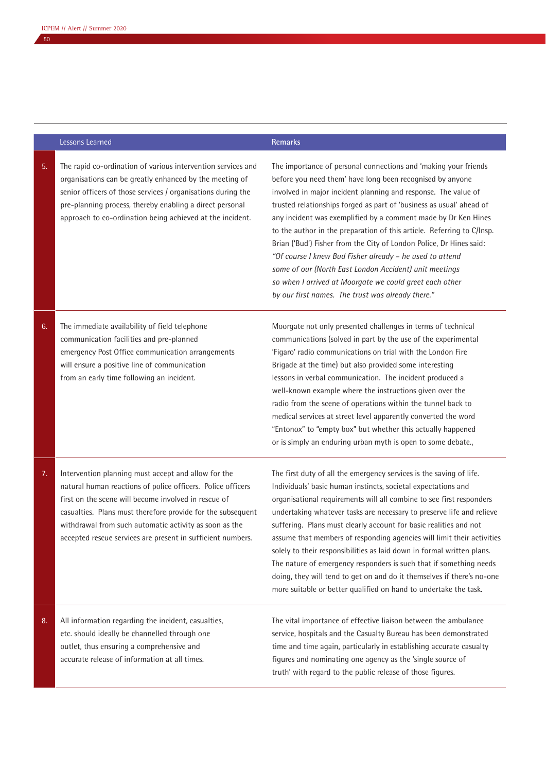| | Lessons Learned | Remarks |
|---|---|---|
| 5. | The rapid co-ordination of various intervention services and organisations can be greatly enhanced by the meeting of senior officers of those services / organisations during the pre-planning process, thereby enabling a direct personal approach to co-ordination being achieved at the incident. | The importance of personal connections and 'making your friends before you need them' have long been recognised by anyone involved in major incident planning and response. The value of trusted relationships forged as part of 'business as usual' ahead of any incident was exemplified by a comment made by Dr Ken Hines to the author in the preparation of this article. Referring to C/Insp. Brian ('Bud') Fisher from the City of London Police, Dr Hines said: *"Of course I knew Bud Fisher already – he used to attend some of our (North East London Accident) unit meetings so when I arrived at Moorgate we could greet each other by our first names. The trust was already there."* |
| 6. | The immediate availability of field telephone communication facilities and pre-planned emergency Post Office communication arrangements will ensure a positive line of communication from an early time following an incident. | Moorgate not only presented challenges in terms of technical communications (solved in part by the use of the experimental 'Figaro' radio communications on trial with the London Fire Brigade at the time) but also provided some interesting lessons in verbal communication. The incident produced a well-known example where the instructions given over the radio from the scene of operations within the tunnel back to medical services at street level apparently converted the word "Entonox" to "empty box" but whether this actually happened or is simply an enduring urban myth is open to some debate., |
| 7. | Intervention planning must accept and allow for the natural human reactions of police officers. Police officers first on the scene will become involved in rescue of casualties. Plans must therefore provide for the subsequent withdrawal from such automatic activity as soon as the accepted rescue services are present in sufficient numbers. | The first duty of all the emergency services is the saving of life. Individuals' basic human instincts, societal expectations and organisational requirements will all combine to see first responders undertaking whatever tasks are necessary to preserve life and relieve suffering. Plans must clearly account for basic realities and not assume that members of responding agencies will limit their activities solely to their responsibilities as laid down in formal written plans. The nature of emergency responders is such that if something needs doing, they will tend to get on and do it themselves if there's no-one more suitable or better qualified on hand to undertake the task. |
| 8. | All information regarding the incident, casualties, etc. should ideally be channelled through one outlet, thus ensuring a comprehensive and accurate release of information at all times. | The vital importance of effective liaison between the ambulance service, hospitals and the Casualty Bureau has been demonstrated time and time again, particularly in establishing accurate casualty figures and nominating one agency as the 'single source of truth' with regard to the public release of those figures. |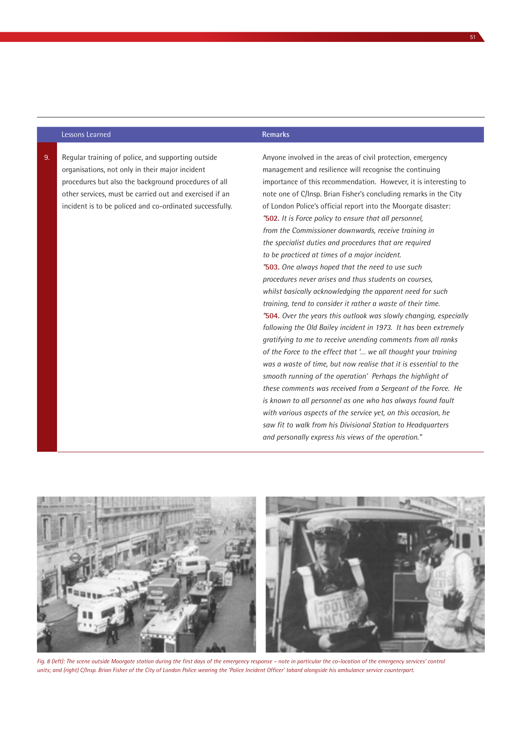| | Lessons Learned | Remarks |
|---|---|---|
| 9. | Regular training of police, and supporting outside organisations, not only in their major incident procedures but also the background procedures of all other services, must be carried out and exercised if an incident is to be policed and co-ordinated successfully. | Anyone involved in the areas of civil protection, emergency management and resilience will recognise the continuing importance of this recommendation. However, it is interesting to note one of C/Insp. Brian Fisher's concluding remarks in the City of London Police's official report into the Moorgate disaster: *"502. It is Force policy to ensure that all personnel, from the Commissioner downwards, receive training in the specialist duties and procedures that are required to be practiced at times of a major incident.* *"503. One always hoped that the need to use such procedures never arises and thus students on courses, whilst basically acknowledging the apparent need for such training, tend to consider it rather a waste of their time.* *"504. Over the years this outlook was slowly changing, especially following the Old Bailey incident in 1973. It has been extremely gratifying to me to receive unending comments from all ranks of the Force to the effect that '... we all thought your training was a waste of time, but now realise that it is essential to the smooth running of the operation' Perhaps the highlight of these comments was received from a Sergeant of the Force. He is known to all personnel as one who has always found fault with various aspects of the service yet, on this occasion, he saw fit to walk from his Divisional Station to Headquarters and personally express his views of the operation."* |

*Fig. 8 (left): The scene outside Moorgate station during the first days of the emergency response – note in particular the co-location of the emergency services' control units; and (right) C/Insp. Brian Fisher of the City of London Police wearing the 'Police Incident Officer' tabard alongside his ambulance service counterpart.*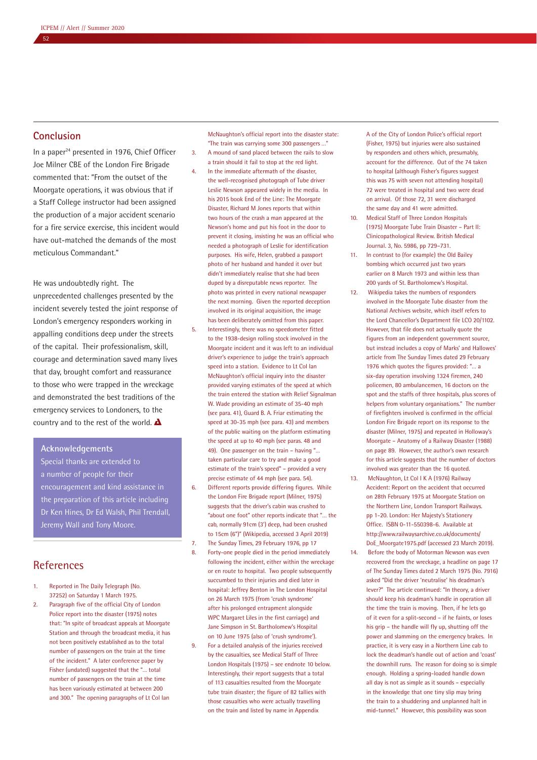## Conclusion

In a paper[24] presented in 1976, Chief Officer Joe Milner CBE of the London Fire Brigade commented that: "From the outset of the Moorgate operations, it was obvious that if a Staff College instructor had been assigned the production of a major accident scenario for a fire service exercise, this incident would have out-matched the demands of the most meticulous Commandant."

He was undoubtedly right. The unprecedented challenges presented by the incident severely tested the joint response of London's emergency responders working in appalling conditions deep under the streets of the capital. Their professionalism, skill, courage and determination saved many lives that day, brought comfort and reassurance to those who were trapped in the wreckage and demonstrated the best traditions of the emergency services to Londoners, to the country and to the rest of the world.

### Acknowledgements

Special thanks are extended to a number of people for their encouragement and kind assistance in the preparation of this article including Dr Ken Hines, Dr Ed Walsh, Phil Trendall, Jeremy Wall and Tony Moore.

## References

1. Reported in The Daily Telegraph (No. 37252) on Saturday 1 March 1975.
2. Paragraph five of the official City of London Police report into the disaster (1975) notes that: "In spite of broadcast appeals at Moorgate Station and through the broadcast media, it has not been positively established as to the total number of passengers on the train at the time of the incident." A later conference paper by Fisher (undated) suggested that the "... total number of passengers on the train at the time has been variously estimated at between 200 and 300." The opening paragraphs of Lt Col Ian McNaughton's official report into the disaster state: "The train was carrying some 300 passengers ..."
3. A mound of sand placed between the rails to slow a train should it fail to stop at the red light.
4. In the immediate aftermath of the disaster, the well-recognised photograph of Tube driver Leslie Newson appeared widely in the media. In his 2015 book End of the Line: The Moorgate Disaster, Richard M Jones reports that within two hours of the crash a man appeared at the Newson's home and put his foot in the door to prevent it closing, insisting he was an official who needed a photograph of Leslie for identification purposes. His wife, Helen, grabbed a passport photo of her husband and handed it over but didn't immediately realise that she had been duped by a disreputable news reporter. The photo was printed in every national newspaper the next morning. Given the reported deception involved in its original acquisition, the image has been deliberately omitted from this paper.
5. Interestingly, there was no speedometer fitted to the 1938-design rolling stock involved in the Moorgate incident and it was left to an individual driver's experience to judge the train's approach speed into a station. Evidence to Lt Col Ian McNaughton's official inquiry into the disaster provided varying estimates of the speed at which the train entered the station with Relief Signalman W. Wade providing an estimate of 35-40 mph (see para. 41), Guard B. A. Friar estimating the speed at 30-35 mph (see para. 43) and members of the public waiting on the platform estimating the speed at up to 40 mph (see paras. 48 and 49). One passenger on the train – having "... taken particular care to try and make a good estimate of the train's speed" – provided a very precise estimate of 44 mph (see para. 54).
6. Different reports provide differing figures. While the London Fire Brigade report (Milner, 1975) suggests that the driver's cabin was crushed to "about one foot" other reports indicate that "... the cab, normally 91cm (3') deep, had been crushed to 15cm (6")" (Wikipedia, accessed 3 April 2019).
7. The Sunday Times, 29 February 1976, pp 17
8. Forty-one people died in the period immediately following the incident, either within the wreckage or en route to hospital. Two people subsequently succumbed to their injuries and died later in hospital: Jeffrey Benton in The London Hospital on 26 March 1975 (from 'crush syndrome' after his prolonged entrapment alongside WPC Margaret Liles in the first carriage) and Jane Simpson in St. Bartholomew's Hospital on 10 June 1975 (also of 'crush syndrome').
9. For a detailed analysis of the injuries received by the casualties, see Medical Staff of Three London Hospitals (1975) – see endnote 10 below. Interestingly, their report suggests that a total of 113 casualties resulted from the Moorgate tube train disaster; the figure of 82 tallies with those casualties who were actually travelling on the train and listed by name in Appendix A of the City of London Police's official report (Fisher, 1975) but injuries were also sustained by responders and others which, presumably, account for the difference. Out of the 74 taken to hospital (although Fisher's figures suggest this was 75 with seven not attending hospital) 72 were treated in hospital and two were dead on arrival. Of those 72, 31 were discharged the same day and 41 were admitted.
10. Medical Staff of Three London Hospitals (1975) Moorgate Tube Train Disaster – Part II: Clinicopathological Review. British Medical Journal. 3, No. 5986, pp 729–731.
11. In contrast to (for example) the Old Bailey bombing which occurred just two years earlier on 8 March 1973 and within less than 200 yards of St. Bartholomew's Hospital.
12. Wikipedia takes the numbers of responders involved in the Moorgate Tube disaster from the National Archives website, which itself refers to the Lord Chancellor's Department file LCO 20/1102. However, that file does not actually quote the figures from an independent government source, but instead includes a copy of Marks' and Hallowes' article from The Sunday Times dated 29 February 1976 which quotes the figures provided: "... a six-day operation involving 1324 firemen, 240 policemen, 80 ambulancemen, 16 doctors on the spot and the staffs of three hospitals, plus scores of helpers from voluntary organisations." The number of firefighters involved is confirmed in the official London Fire Brigade report on its response to the disaster (Milner, 1975) and repeated in Holloway's Moorgate – Anatomy of a Railway Disaster (1988) on page 89. However, the author's own research for this article suggests that the number of doctors involved was greater than the 16 quoted.
13. McNaughton, Lt Col I K A (1976) Railway Accident: Report on the accident that occurred on 28th February 1975 at Moorgate Station on the Northern Line, London Transport Railways. pp 1-20. London: Her Majesty's Stationery Office. ISBN 0-11-550398-6. Available at http://www.railwaysarchive.co.uk/documents/DoE_Moorgate1975.pdf (accessed 23 March 2019).
14. Before the body of Motorman Newson was even recovered from the wreckage, a headline on page 17 of The Sunday Times dated 2 March 1975 (No. 7916) asked "Did the driver 'neutralise' his deadman's lever?" The article continued: "In theory, a driver should keep his deadman's handle in operation all the time the train is moving. Then, if he lets go of it even for a split-second – if he faints, or loses his grip – the handle will fly up, shutting off the power and slamming on the emergency brakes. In practice, it is very easy in a Northern Line cab to lock the deadman's handle out of action and 'coast' the downhill runs. The reason for doing so is simple enough. Holding a spring-loaded handle down all day is not as simple as it sounds – especially in the knowledge that one tiny slip may bring the train to a shuddering and unplanned halt in mid-tunnel." However, this possibility was soon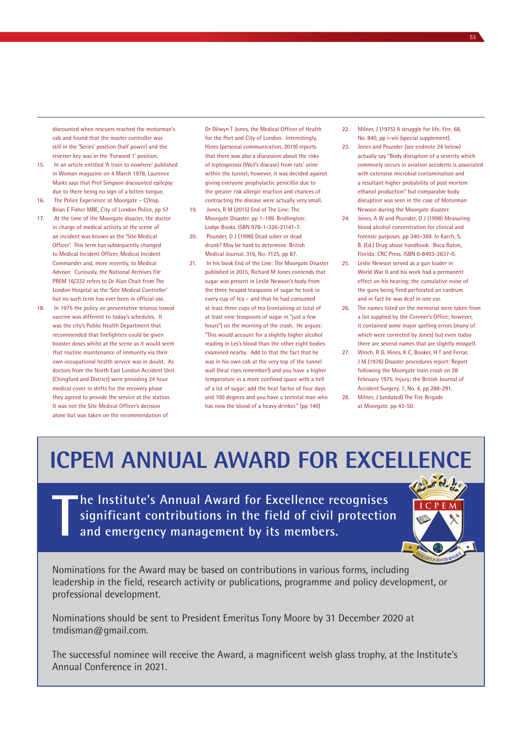discounted when rescuers reached the motorman's cab and found that the master controller was still in the 'Series' position (half power) and the reverser key was in the 'Forward 1' position.

15. In an article entitled 'A train to nowhere' published in Woman magazine on 4 March 1978, Laurence Marks says that Prof Simpson discounted epilepsy due to there being no sign of a bitten tongue.
16. The Police Experience at Moorgate – C/Insp. Brian E Fisher MBE, City of London Police, pp 57
17. At the time of the Moorgate disaster, the doctor in charge of medical activity at the scene of an incident was known as the 'Site Medical Officer'. This term has subsequently changed to Medical Incident Officer, Medical Incident Commander and, more recently, to Medical Advisor. Curiously, the National Archives file PREM 16/332 refers to Dr Alan Chait from The London Hospital as the 'Site Medical Controller' but no such term has ever been in official use.
18. In 1975 the policy on preventative tetanus toxoid vaccine was different to today's schedules. It was the city's Public Health Department that recommended that firefighters could be given booster doses whilst at the scene as it would seem that routine maintenance of immunity via their own occupational health service was in doubt. As doctors from the North East London Accident Unit (Chingford and District) were providing 24 hour medical cover in shifts for the recovery phase they agreed to provide the service at the station. It was not the Site Medical Officer's decision alone but was taken on the recommendation of Dr Dilwyn T Jones, the Medical Officer of Health for the Port and City of London. Interestingly, Hines (personal communication, 2019) reports that there was also a discussion about the risks of leptospirosis (Weil's disease) from rats' urine within the tunnel; however, it was decided against giving everyone prophylactic penicillin due to the greater risk allergic reaction and chances of contracting the disease were actually very small.
19. Jones, R M (2015) End of The Line: The Moorgate Disaster. pp 1-199. Bridlington: Lodge Books. ISBN 978-1-326-21141-7.
20. Pounder, D J (1998) Dead sober or dead drunk? May be hard to determine. British Medical Journal. 316, No. 7125, pp 87.
21. In his book End of the Line: The Moorgate Disaster published in 2015, Richard M Jones contends that sugar was present in Leslie Newson's body from the three heaped teaspoons of sugar he took in every cup of tea – and that he had consumed at least three cups of tea (containing at total of at least nine teaspoons of sugar in "just a few hours") on the morning of the crash. He argues: "This would account for a slightly higher alcohol reading in Les's blood than the other eight bodies examined nearby. Add to that the fact that he was in his own cab at the very top of the tunnel wall (heat rises remember!) and you have a higher temperature in a more confined space with a hell of a lot of sugar; add the heat factor of four days and 100 degrees and you have a teetotal man who has now the blood of a heavy drinker." (pp 140)
22. Milner, J (1975) A struggle for life. Fire. 68, No. 840, pp i–viii (special supplement).
23. Jones and Pounder (see endnote 24 below) actually say "Body disruption of a severity which commonly occurs in aviation accidents is associated with extensive microbial contamination and a resultant higher probability of post mortem ethanol production" but comparable body disruption was seen in the case of Motorman Newson during the Moorgate disaster.
24. Jones, A W and Pounder, D J (1998) Measuring blood alcohol concentration for clinical and forensic purposes. pp 340–369. In Karch, S. B. (Ed.) Drug abuse handbook. Boca Raton, Florida: CRC Press. ISBN 0-8493-2637-0.
25. Leslie Newson served as a gun loader in World War II and his work had a permanent effect on his hearing; the cumulative noise of the guns being fired perforated an eardrum and in fact he was deaf in one ear.
26. The names listed on the memorial were taken from a list supplied by the Coroner's Office; however, it contained some major spelling errors (many of which were corrected by Jones) but even today there are several names that are slightly misspelt.
27. Winch, R D, Hines, K C, Booker, H T and Ferrar, J M (1976) Disaster procedures report: Report following the Moorgate train crash on 28 February 1975. Injury: the British Journal of Accident Surgery. 7, No. 4, pp 288-291.
28. Milner, J (undated) The Fire Brigade at Moorgate. pp 43-50.

# ICPEM ANNUAL AWARD FOR EXCELLENCE

**The Institute's Annual Award for Excellence recognises significant contributions in the field of civil protection and emergency management by its members.**

ICPEM

EXCELLENCE IN DISASTER RESEARCH

Nominations for the Award may be based on contributions in various forms, including leadership in the field, research activity or publications, programme and policy development, or professional development.

Nominations should be sent to President Emeritus Tony Moore by 31 December 2020 at tmdisman@gmail.com.

The successful nominee will receive the Award, a magnificent welsh glass trophy, at the Institute's Annual Conference in 2021.